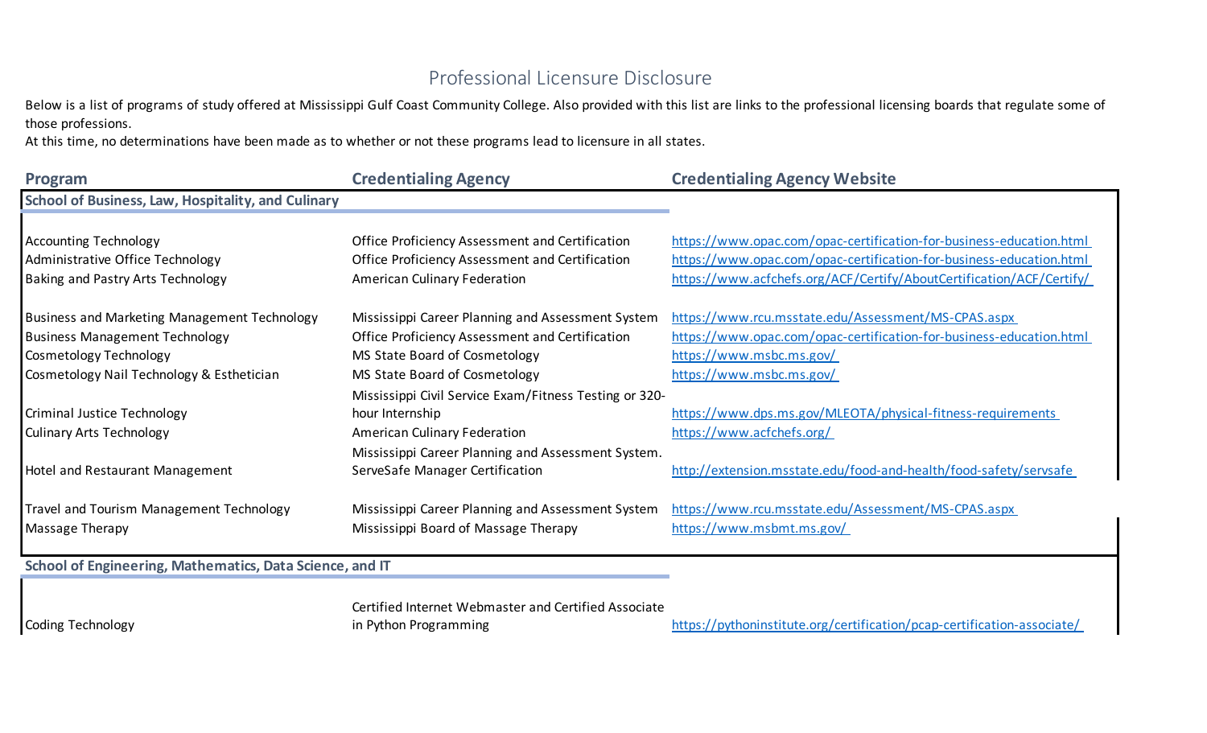# Professional Licensure Disclosure

Below is a list of programs of study offered at Mississippi Gulf Coast Community College. Also provided with this list are links to the professional licensing boards that regulate some of those professions.

At this time, no determinations have been made as to whether or not these programs lead to licensure in all states.

| Program | Credentialing Agency | Credentialing Agency Website |
|---|---|---|
| **School of Business, Law, Hospitality, and Culinary** | | |
| Accounting Technology | Office Proficiency Assessment and Certification | https://www.opac.com/opac-certification-for-business-education.html |
| Administrative Office Technology | Office Proficiency Assessment and Certification | https://www.opac.com/opac-certification-for-business-education.html |
| Baking and Pastry Arts Technology | American Culinary Federation | https://www.acfchefs.org/ACF/Certify/AboutCertification/ACF/Certify/ |
| Business and Marketing Management Technology | Mississippi Career Planning and Assessment System | https://www.rcu.msstate.edu/Assessment/MS-CPAS.aspx |
| Business Management Technology | Office Proficiency Assessment and Certification | https://www.opac.com/opac-certification-for-business-education.html |
| Cosmetology Technology | MS State Board of Cosmetology | https://www.msbc.ms.gov/ |
| Cosmetology Nail Technology & Esthetician | MS State Board of Cosmetology | https://www.msbc.ms.gov/ |
| Criminal Justice Technology | Mississippi Civil Service Exam/Fitness Testing or 320-hour Internship | https://www.dps.ms.gov/MLEOTA/physical-fitness-requirements |
| Culinary Arts Technology | American Culinary Federation | https://www.acfchefs.org/ |
| Hotel and Restaurant Management | Mississippi Career Planning and Assessment System. ServeSafe Manager Certification | http://extension.msstate.edu/food-and-health/food-safety/servsafe |
| Travel and Tourism Management Technology | Mississippi Career Planning and Assessment System | https://www.rcu.msstate.edu/Assessment/MS-CPAS.aspx |
| Massage Therapy | Mississippi Board of Massage Therapy | https://www.msbmt.ms.gov/ |
| **School of Engineering, Mathematics, Data Science, and IT** | | |
| Coding Technology | Certified Internet Webmaster and Certified Associate in Python Programming | https://pythoninstitute.org/certification/pcap-certification-associate/ |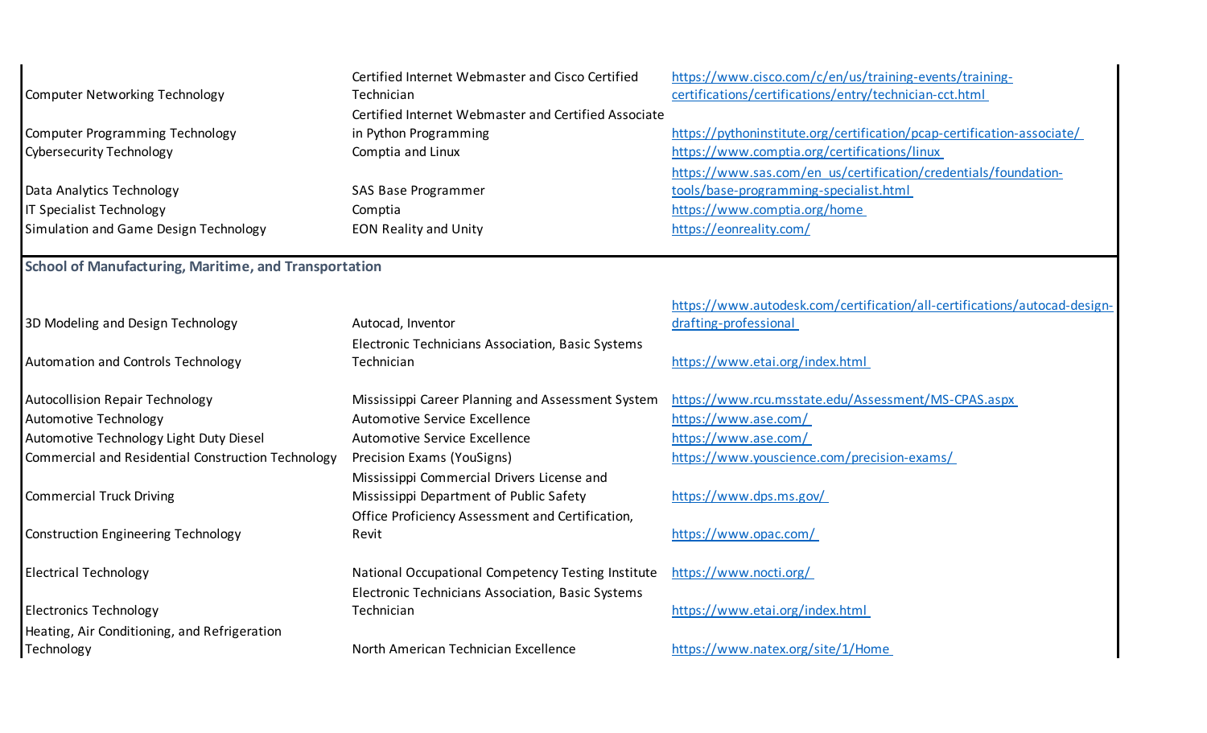| | | |
|---|---|---|
| Computer Networking Technology | Certified Internet Webmaster and Cisco Certified Technician | https://www.cisco.com/c/en/us/training-events/training-certifications/certifications/entry/technician-cct.html |
| Computer Programming Technology | Certified Internet Webmaster and Certified Associate in Python Programming | https://pythoninstitute.org/certification/pcap-certification-associate/ |
| Cybersecurity Technology | Comptia and Linux | https://www.comptia.org/certifications/linux |
| Data Analytics Technology | SAS Base Programmer | https://www.sas.com/en_us/certification/credentials/foundation-tools/base-programming-specialist.html |
| IT Specialist Technology | Comptia | https://www.comptia.org/home |
| Simulation and Game Design Technology | EON Reality and Unity | https://eonreality.com/ |

**School of Manufacturing, Maritime, and Transportation**

| | | |
|---|---|---|
| 3D Modeling and Design Technology | Autocad, Inventor | https://www.autodesk.com/certification/all-certifications/autocad-design-drafting-professional |
| Automation and Controls Technology | Electronic Technicians Association, Basic Systems Technician | https://www.etai.org/index.html |
| Autocollision Repair Technology | Mississippi Career Planning and Assessment System | https://www.rcu.msstate.edu/Assessment/MS-CPAS.aspx |
| Automotive Technology | Automotive Service Excellence | https://www.ase.com/ |
| Automotive Technology Light Duty Diesel | Automotive Service Excellence | https://www.ase.com/ |
| Commercial and Residential Construction Technology | Precision Exams (YouSigns) | https://www.youscience.com/precision-exams/ |
| Commercial Truck Driving | Mississippi Commercial Drivers License and Mississippi Department of Public Safety | https://www.dps.ms.gov/ |
| Construction Engineering Technology | Office Proficiency Assessment and Certification, Revit | https://www.opac.com/ |
| Electrical Technology | National Occupational Competency Testing Institute | https://www.nocti.org/ |
| Electronics Technology | Electronic Technicians Association, Basic Systems Technician | https://www.etai.org/index.html |
| Heating, Air Conditioning, and Refrigeration Technology | North American Technician Excellence | https://www.natex.org/site/1/Home |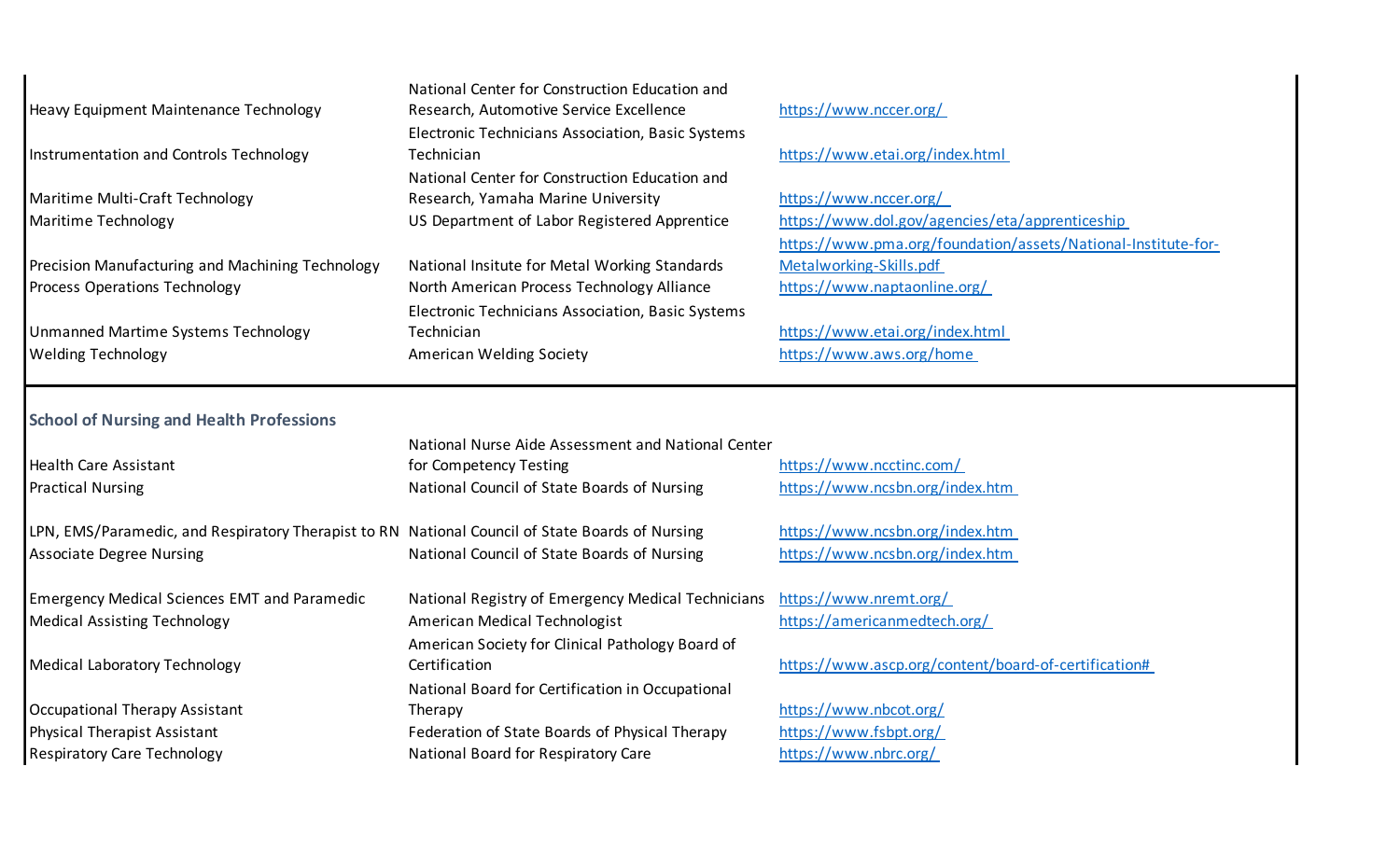| | | |
|---|---|---|
| Heavy Equipment Maintenance Technology | National Center for Construction Education and Research, Automotive Service Excellence | https://www.nccer.org/ |
| Instrumentation and Controls Technology | Electronic Technicians Association, Basic Systems Technician | https://www.etai.org/index.html |
| Maritime Multi-Craft Technology | National Center for Construction Education and Research, Yamaha Marine University | https://www.nccer.org/ |
| Maritime Technology | US Department of Labor Registered Apprentice | https://www.dol.gov/agencies/eta/apprenticeship |
| Precision Manufacturing and Machining Technology | National Insitute for Metal Working Standards | https://www.pma.org/foundation/assets/National-Institute-for-Metalworking-Skills.pdf |
| Process Operations Technology | North American Process Technology Alliance | https://www.naptaonline.org/ |
| Unmanned Martime Systems Technology | Electronic Technicians Association, Basic Systems Technician | https://www.etai.org/index.html |
| Welding Technology | American Welding Society | https://www.aws.org/home |

**School of Nursing and Health Professions**

| | | |
|---|---|---|
| Health Care Assistant | National Nurse Aide Assessment and National Center for Competency Testing | https://www.ncctinc.com/ |
| Practical Nursing | National Council of State Boards of Nursing | https://www.ncsbn.org/index.htm |
| LPN, EMS/Paramedic, and Respiratory Therapist to RN | National Council of State Boards of Nursing | https://www.ncsbn.org/index.htm |
| Associate Degree Nursing | National Council of State Boards of Nursing | https://www.ncsbn.org/index.htm |
| Emergency Medical Sciences EMT and Paramedic | National Registry of Emergency Medical Technicians | https://www.nremt.org/ |
| Medical Assisting Technology | American Medical Technologist | https://americanmedtech.org/ |
| Medical Laboratory Technology | American Society for Clinical Pathology Board of Certification | https://www.ascp.org/content/board-of-certification# |
| Occupational Therapy Assistant | National Board for Certification in Occupational Therapy | https://www.nbcot.org/ |
| Physical Therapist Assistant | Federation of State Boards of Physical Therapy | https://www.fsbpt.org/ |
| Respiratory Care Technology | National Board for Respiratory Care | https://www.nbrc.org/ |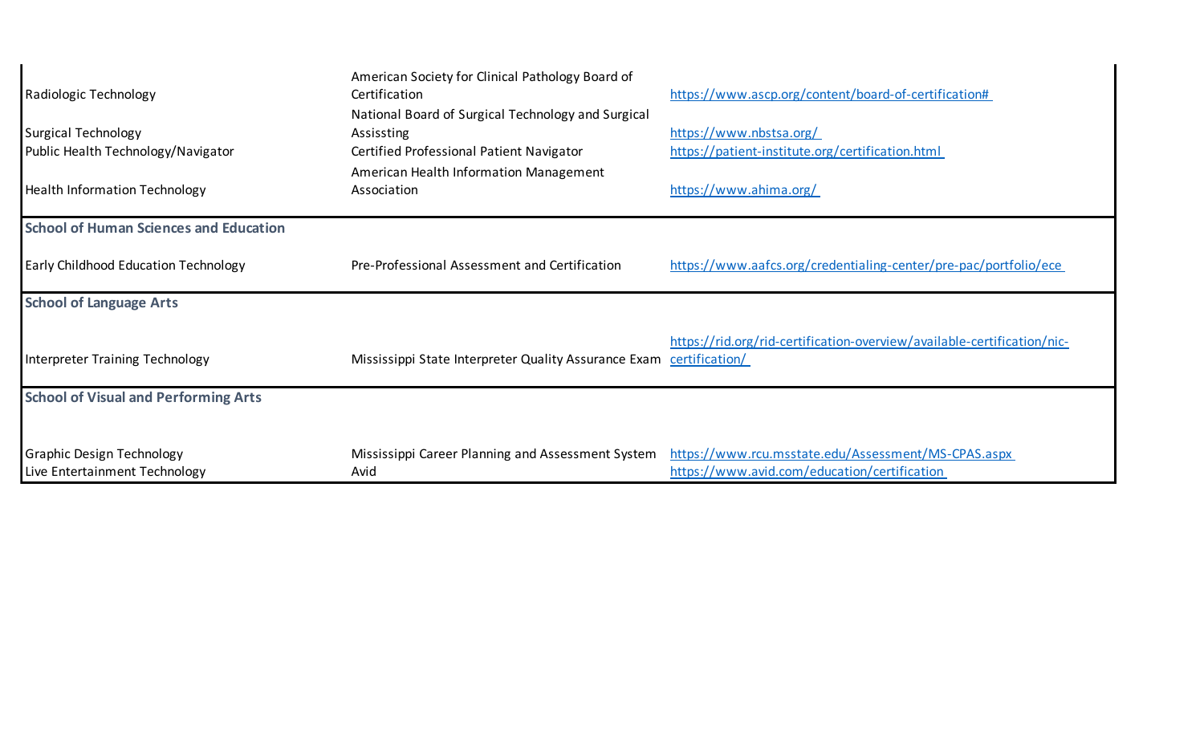| | | |
|---|---|---|
| Radiologic Technology | American Society for Clinical Pathology Board of Certification | https://www.ascp.org/content/board-of-certification# |
| Surgical Technology | National Board of Surgical Technology and Surgical Assissting | https://www.nbstsa.org/ |
| Public Health Technology/Navigator | Certified Professional Patient Navigator | https://patient-institute.org/certification.html |
| Health Information Technology | American Health Information Management Association | https://www.ahima.org/ |
| **School of Human Sciences and Education** | | |
| Early Childhood Education Technology | Pre-Professional Assessment and Certification | https://www.aafcs.org/credentialing-center/pre-pac/portfolio/ece |
| **School of Language Arts** | | |
| Interpreter Training Technology | Mississippi State Interpreter Quality Assurance Exam | https://rid.org/rid-certification-overview/available-certification/nic-certification/ |
| **School of Visual and Performing Arts** | | |
| Graphic Design Technology | Mississippi Career Planning and Assessment System | https://www.rcu.msstate.edu/Assessment/MS-CPAS.aspx |
| Live Entertainment Technology | Avid | https://www.avid.com/education/certification |